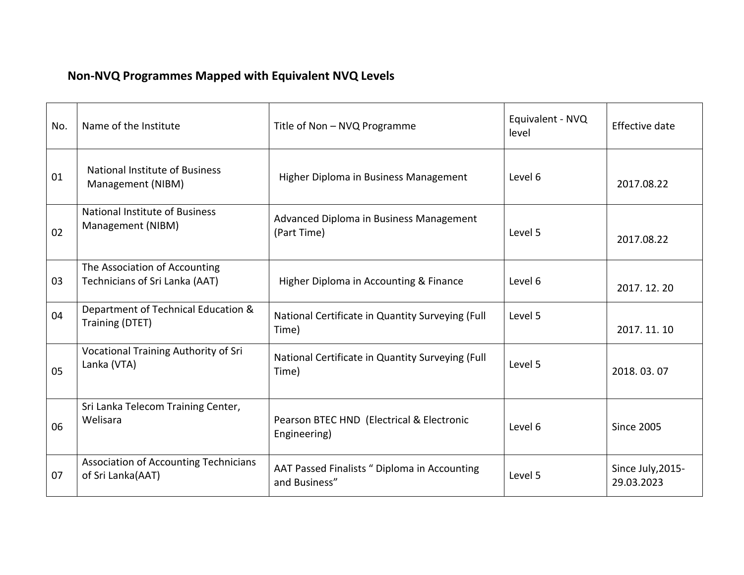## Non-NVQ Programmes Mapped with Equivalent NVQ Levels

| No. | Name of the Institute | Title of Non – NVQ Programme | Equivalent - NVQ level | Effective date |
|---|---|---|---|---|
| 01 | National Institute of Business Management (NIBM) | Higher Diploma in Business Management | Level 6 | 2017.08.22 |
| 02 | National Institute of Business Management (NIBM) | Advanced Diploma in Business Management (Part Time) | Level 5 | 2017.08.22 |
| 03 | The Association of Accounting Technicians of Sri Lanka (AAT) | Higher Diploma in Accounting & Finance | Level 6 | 2017. 12. 20 |
| 04 | Department of Technical Education & Training (DTET) | National Certificate in Quantity Surveying (Full Time) | Level 5 | 2017. 11. 10 |
| 05 | Vocational Training Authority of Sri Lanka (VTA) | National Certificate in Quantity Surveying (Full Time) | Level 5 | 2018. 03. 07 |
| 06 | Sri Lanka Telecom Training Center, Welisara | Pearson BTEC HND (Electrical & Electronic Engineering) | Level 6 | Since 2005 |
| 07 | Association of Accounting Technicians of Sri Lanka(AAT) | AAT Passed Finalists " Diploma in Accounting and Business" | Level 5 | Since July,2015-29.03.2023 |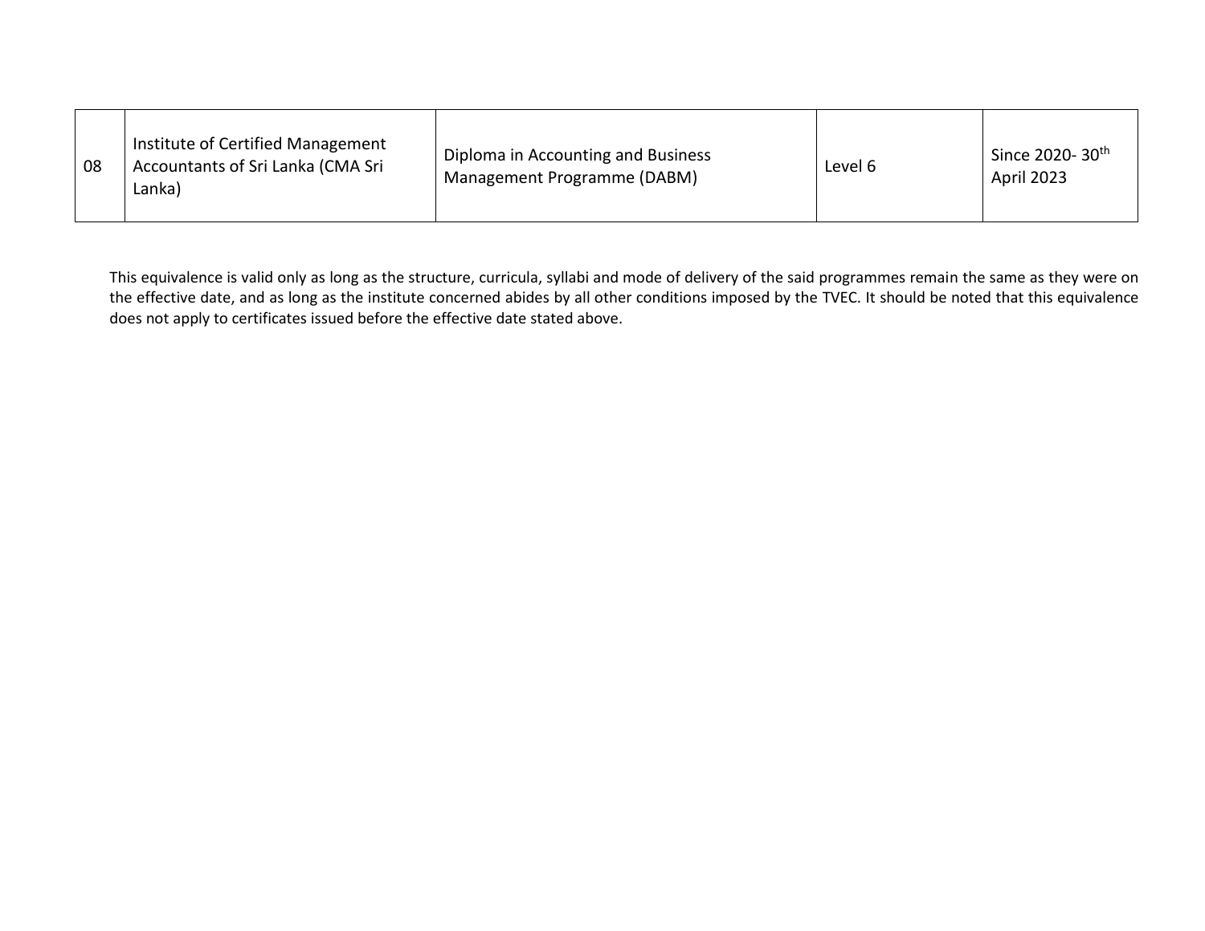| | | | | |
|---|---|---|---|---|
| 08 | Institute of Certified Management Accountants of Sri Lanka (CMA Sri Lanka) | Diploma in Accounting and Business Management Programme (DABM) | Level 6 | Since 2020- 30th April 2023 |

This equivalence is valid only as long as the structure, curricula, syllabi and mode of delivery of the said programmes remain the same as they were on the effective date, and as long as the institute concerned abides by all other conditions imposed by the TVEC. It should be noted that this equivalence does not apply to certificates issued before the effective date stated above.